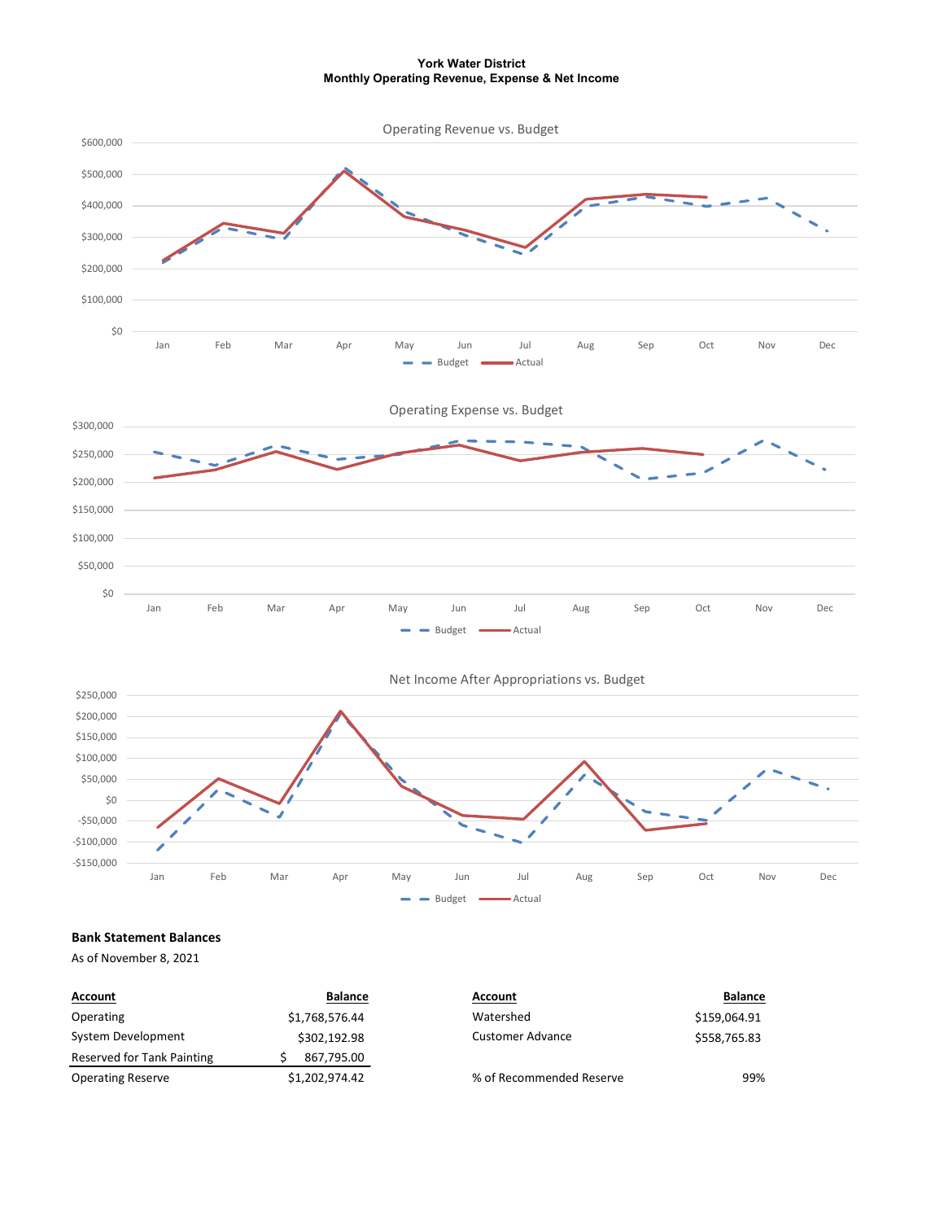# York Water District
## Monthly Operating Revenue, Expense & Net Income

### Operating Revenue vs. Budget

$600,000
$500,000
$400,000
$300,000
$200,000
$100,000
$0

Jan Feb Mar Apr May Jun Jul Aug Sep Oct Nov Dec

Budget Actual

### Operating Expense vs. Budget

$300,000
$250,000
$200,000
$150,000
$100,000
$50,000
$0

Jan Feb Mar Apr May Jun Jul Aug Sep Oct Nov Dec

Budget Actual

### Net Income After Appropriations vs. Budget

$250,000
$200,000
$150,000
$100,000
$50,000
$0
-$50,000
-$100,000
-$150,000

Jan Feb Mar Apr May Jun Jul Aug Sep Oct Nov Dec

Budget Actual

**Bank Statement Balances**

As of November 8, 2021

| Account | Balance | Account | Balance |
|---|---|---|---|
| Operating | $1,768,576.44 | Watershed | $159,064.91 |
| System Development | $302,192.98 | Customer Advance | $558,765.83 |
| Reserved for Tank Painting | $ 867,795.00 | | |
| Operating Reserve | $1,202,974.42 | % of Recommended Reserve | 99% |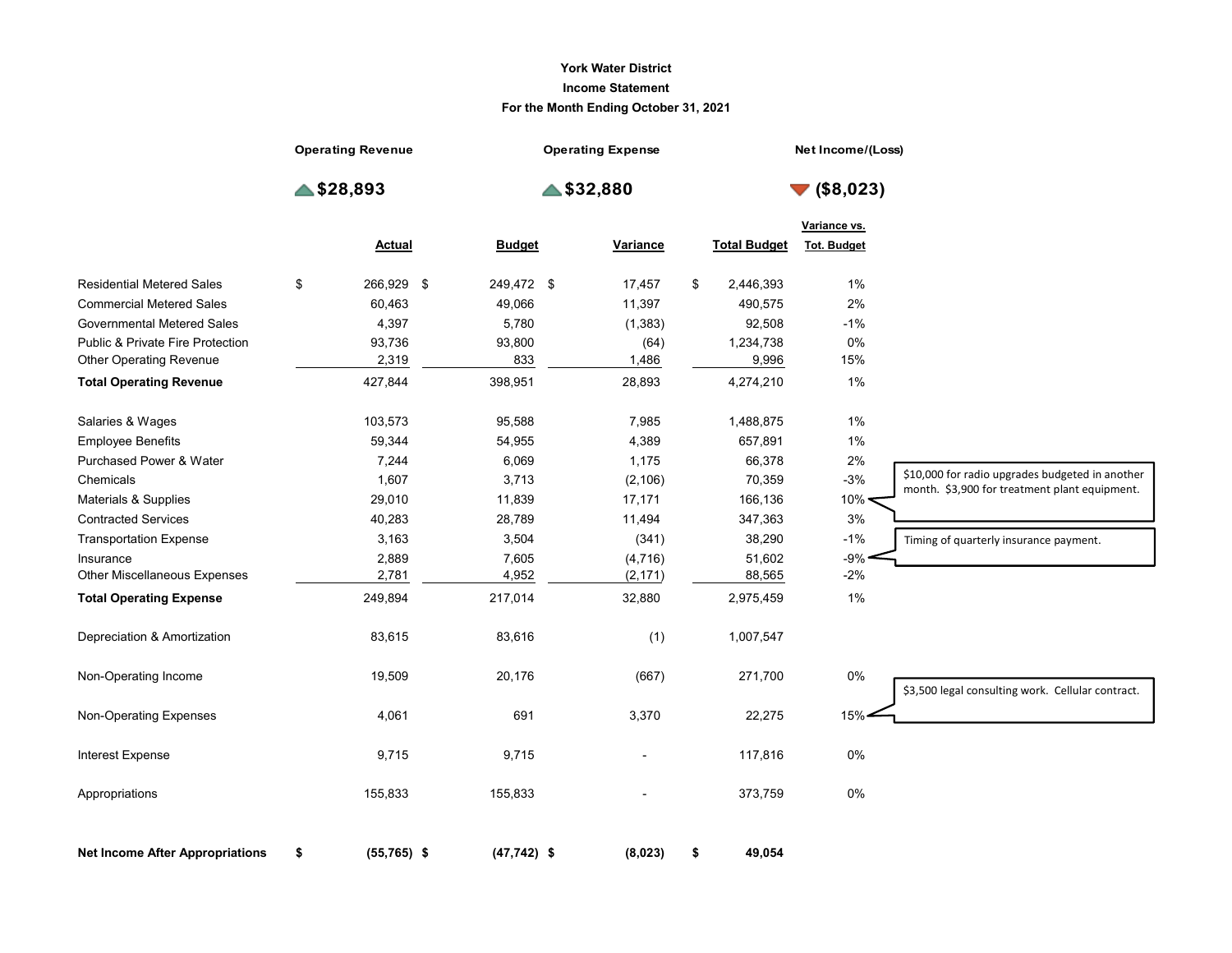# York Water District

## Income Statement

### For the Month Ending October 31, 2021

| Operating Revenue | Operating Expense | Net Income/(Loss) |
|---|---|---|
| ▲ $28,893 | ▲ $32,880 | ▼ ($8,023) |

| | Actual | Budget | Variance | Total Budget | Variance vs. Tot. Budget |
|---|---|---|---|---|---|
| Residential Metered Sales | $ 266,929 | $ 249,472 | $ 17,457 | $ 2,446,393 | 1% |
| Commercial Metered Sales | 60,463 | 49,066 | 11,397 | 490,575 | 2% |
| Governmental Metered Sales | 4,397 | 5,780 | (1,383) | 92,508 | -1% |
| Public & Private Fire Protection | 93,736 | 93,800 | (64) | 1,234,738 | 0% |
| Other Operating Revenue | 2,319 | 833 | 1,486 | 9,996 | 15% |
| **Total Operating Revenue** | 427,844 | 398,951 | 28,893 | 4,274,210 | 1% |
| | | | | | |
| Salaries & Wages | 103,573 | 95,588 | 7,985 | 1,488,875 | 1% |
| Employee Benefits | 59,344 | 54,955 | 4,389 | 657,891 | 1% |
| Purchased Power & Water | 7,244 | 6,069 | 1,175 | 66,378 | 2% |
| Chemicals | 1,607 | 3,713 | (2,106) | 70,359 | -3% |
| Materials & Supplies | 29,010 | 11,839 | 17,171 | 166,136 | 10% |
| Contracted Services | 40,283 | 28,789 | 11,494 | 347,363 | 3% |
| Transportation Expense | 3,163 | 3,504 | (341) | 38,290 | -1% |
| Insurance | 2,889 | 7,605 | (4,716) | 51,602 | -9% |
| Other Miscellaneous Expenses | 2,781 | 4,952 | (2,171) | 88,565 | -2% |
| **Total Operating Expense** | 249,894 | 217,014 | 32,880 | 2,975,459 | 1% |
| | | | | | |
| Depreciation & Amortization | 83,615 | 83,616 | (1) | 1,007,547 | |
| | | | | | |
| Non-Operating Income | 19,509 | 20,176 | (667) | 271,700 | 0% |
| | | | | | |
| Non-Operating Expenses | 4,061 | 691 | 3,370 | 22,275 | 15% |
| | | | | | |
| Interest Expense | 9,715 | 9,715 | - | 117,816 | 0% |
| | | | | | |
| Appropriations | 155,833 | 155,833 | - | 373,759 | 0% |
| | | | | | |
| **Net Income After Appropriations** | **$ (55,765)** | **$ (47,742)** | **$ (8,023)** | **$ 49,054** | |

Notes:

- Materials & Supplies: $10,000 for radio upgrades budgeted in another month. $3,900 for treatment plant equipment.
- Insurance: Timing of quarterly insurance payment.
- Non-Operating Expenses: $3,500 legal consulting work. Cellular contract.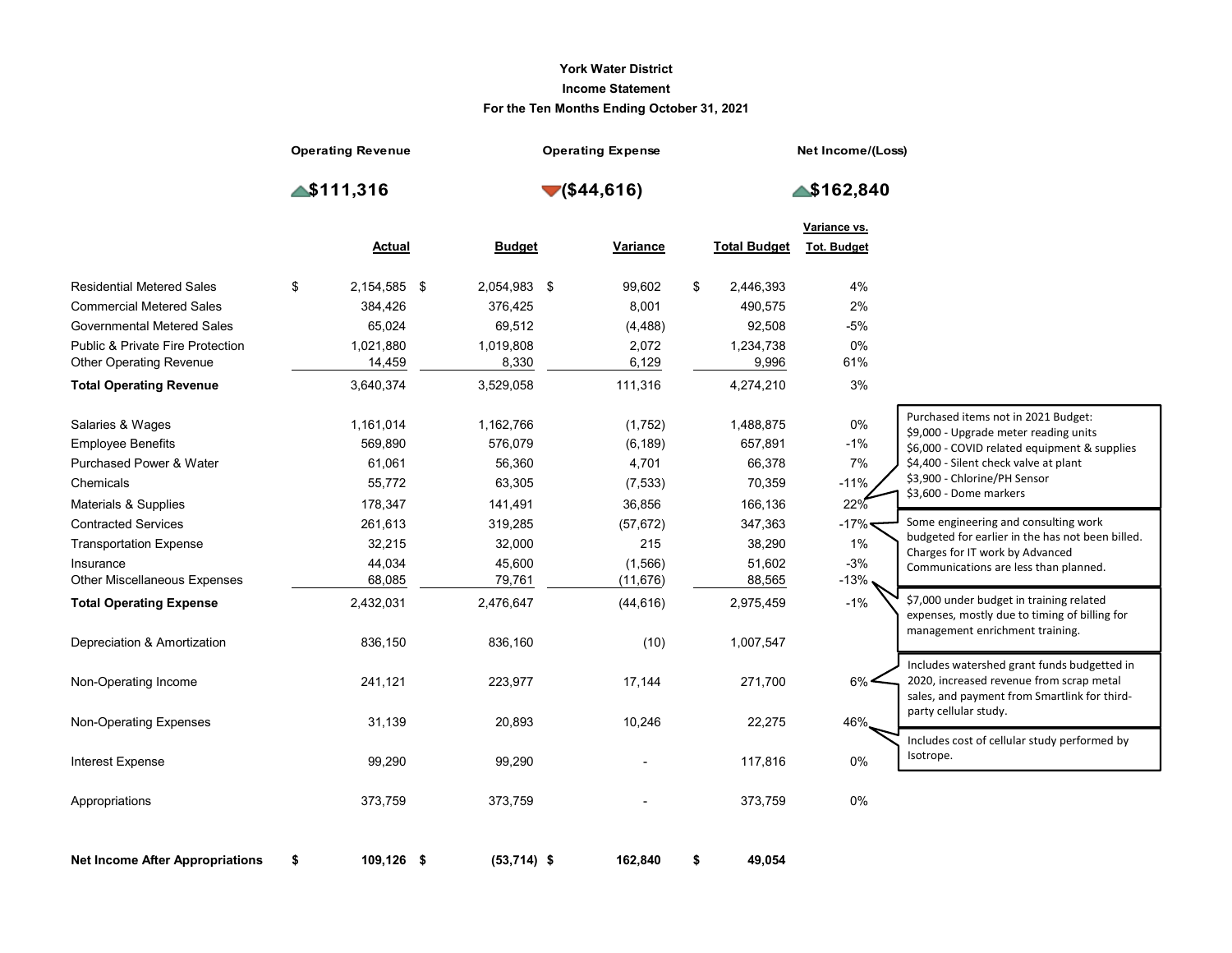# York Water District

## Income Statement

### For the Ten Months Ending October 31, 2021

| Operating Revenue | Operating Expense | Net Income/(Loss) |
| --- | --- | --- |
| ▲$111,316 | ▼($44,616) | ▲$162,840 |

| | Actual | Budget | Variance | Total Budget | Variance vs. Tot. Budget |
| --- | --- | --- | --- | --- | --- |
| Residential Metered Sales | $ 2,154,585 | $ 2,054,983 | $ 99,602 | $ 2,446,393 | 4% |
| Commercial Metered Sales | 384,426 | 376,425 | 8,001 | 490,575 | 2% |
| Governmental Metered Sales | 65,024 | 69,512 | (4,488) | 92,508 | -5% |
| Public & Private Fire Protection | 1,021,880 | 1,019,808 | 2,072 | 1,234,738 | 0% |
| Other Operating Revenue | 14,459 | 8,330 | 6,129 | 9,996 | 61% |
| **Total Operating Revenue** | 3,640,374 | 3,529,058 | 111,316 | 4,274,210 | 3% |
| Salaries & Wages | 1,161,014 | 1,162,766 | (1,752) | 1,488,875 | 0% |
| Employee Benefits | 569,890 | 576,079 | (6,189) | 657,891 | -1% |
| Purchased Power & Water | 61,061 | 56,360 | 4,701 | 66,378 | 7% |
| Chemicals | 55,772 | 63,305 | (7,533) | 70,359 | -11% |
| Materials & Supplies | 178,347 | 141,491 | 36,856 | 166,136 | 22% |
| Contracted Services | 261,613 | 319,285 | (57,672) | 347,363 | -17% |
| Transportation Expense | 32,215 | 32,000 | 215 | 38,290 | 1% |
| Insurance | 44,034 | 45,600 | (1,566) | 51,602 | -3% |
| Other Miscellaneous Expenses | 68,085 | 79,761 | (11,676) | 88,565 | -13% |
| **Total Operating Expense** | 2,432,031 | 2,476,647 | (44,616) | 2,975,459 | -1% |
| Depreciation & Amortization | 836,150 | 836,160 | (10) | 1,007,547 | |
| Non-Operating Income | 241,121 | 223,977 | 17,144 | 271,700 | 6% |
| Non-Operating Expenses | 31,139 | 20,893 | 10,246 | 22,275 | 46% |
| Interest Expense | 99,290 | 99,290 | - | 117,816 | 0% |
| Appropriations | 373,759 | 373,759 | - | 373,759 | 0% |
| **Net Income After Appropriations** | **$ 109,126** | **$ (53,714)** | **$ 162,840** | **$ 49,054** | |

Materials & Supplies (22%):
Purchased items not in 2021 Budget:
$9,000 - Upgrade meter reading units
$6,000 - COVID related equipment & supplies
$4,400 - Silent check valve at plant
$3,900 - Chlorine/PH Sensor
$3,600 - Dome markers

Contracted Services (-17%):
Some engineering and consulting work budgeted for earlier in the has not been billed. Charges for IT work by Advanced Communications are less than planned.

Other Miscellaneous Expenses (-13%):
$7,000 under budget in training related expenses, mostly due to timing of billing for management enrichment training.

Non-Operating Income (6%):
Includes watershed grant funds budgetted in 2020, increased revenue from scrap metal sales, and payment from Smartlink for third-party cellular study.

Non-Operating Expenses (46%):
Includes cost of cellular study performed by Isotrope.